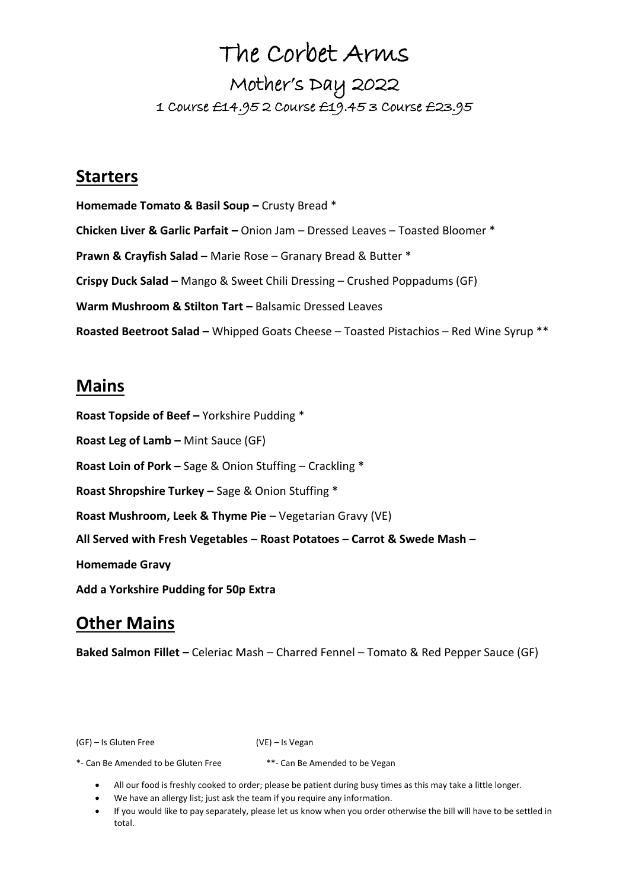# The Corbet Arms

## Mother's Day 2022

1 Course £14.95 2 Course £19.45 3 Course £23.95

## Starters

**Homemade Tomato & Basil Soup –** Crusty Bread *

**Chicken Liver & Garlic Parfait –** Onion Jam – Dressed Leaves – Toasted Bloomer *

**Prawn & Crayfish Salad –** Marie Rose – Granary Bread & Butter *

**Crispy Duck Salad –** Mango & Sweet Chili Dressing – Crushed Poppadums (GF)

**Warm Mushroom & Stilton Tart –** Balsamic Dressed Leaves

**Roasted Beetroot Salad –** Whipped Goats Cheese – Toasted Pistachios – Red Wine Syrup **

## Mains

**Roast Topside of Beef –** Yorkshire Pudding *

**Roast Leg of Lamb –** Mint Sauce (GF)

**Roast Loin of Pork –** Sage & Onion Stuffing – Crackling *

**Roast Shropshire Turkey –** Sage & Onion Stuffing *

**Roast Mushroom, Leek & Thyme Pie** – Vegetarian Gravy (VE)

**All Served with Fresh Vegetables – Roast Potatoes – Carrot & Swede Mash –**

**Homemade Gravy**

**Add a Yorkshire Pudding for 50p Extra**

## Other Mains

**Baked Salmon Fillet –** Celeriac Mash – Charred Fennel – Tomato & Red Pepper Sauce (GF)

(GF) – Is Gluten Free (VE) – Is Vegan

*- Can Be Amended to be Gluten Free **- Can Be Amended to be Vegan

- All our food is freshly cooked to order; please be patient during busy times as this may take a little longer.
- We have an allergy list; just ask the team if you require any information.
- If you would like to pay separately, please let us know when you order otherwise the bill will have to be settled in total.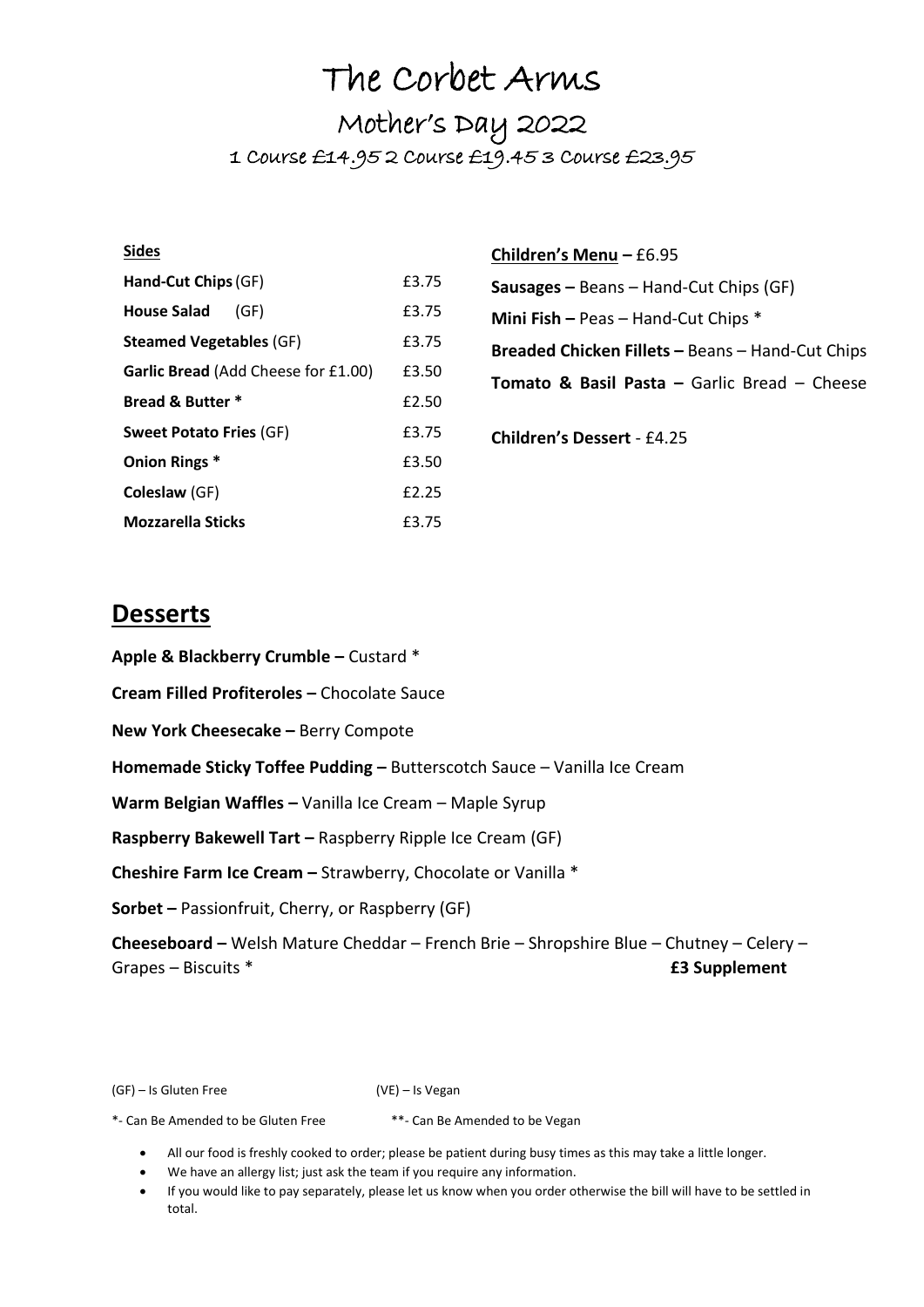# The Corbet Arms

## Mother's Day 2022

### 1 Course £14.95 2 Course £19.45 3 Course £23.95

**Sides**

| | |
|---|---|
| **Hand-Cut Chips** (GF) | £3.75 |
| **House Salad** (GF) | £3.75 |
| **Steamed Vegetables** (GF) | £3.75 |
| **Garlic Bread** (Add Cheese for £1.00) | £3.50 |
| **Bread & Butter** * | £2.50 |
| **Sweet Potato Fries** (GF) | £3.75 |
| **Onion Rings** * | £3.50 |
| **Coleslaw** (GF) | £2.25 |
| **Mozzarella Sticks** | £3.75 |

**Children's Menu – £6.95**

**Sausages –** Beans – Hand-Cut Chips (GF)

**Mini Fish –** Peas – Hand-Cut Chips *

**Breaded Chicken Fillets –** Beans – Hand-Cut Chips

**Tomato & Basil Pasta –** Garlic Bread – Cheese

**Children's Dessert** - £4.25

## Desserts

**Apple & Blackberry Crumble –** Custard *

**Cream Filled Profiteroles –** Chocolate Sauce

**New York Cheesecake –** Berry Compote

**Homemade Sticky Toffee Pudding –** Butterscotch Sauce – Vanilla Ice Cream

**Warm Belgian Waffles –** Vanilla Ice Cream – Maple Syrup

**Raspberry Bakewell Tart –** Raspberry Ripple Ice Cream (GF)

**Cheshire Farm Ice Cream –** Strawberry, Chocolate or Vanilla *

**Sorbet –** Passionfruit, Cherry, or Raspberry (GF)

**Cheeseboard –** Welsh Mature Cheddar – French Brie – Shropshire Blue – Chutney – Celery – Grapes – Biscuits * **£3 Supplement**

(GF) – Is Gluten Free (VE) – Is Vegan

*- Can Be Amended to be Gluten Free **- Can Be Amended to be Vegan

- All our food is freshly cooked to order; please be patient during busy times as this may take a little longer.
- We have an allergy list; just ask the team if you require any information.
- If you would like to pay separately, please let us know when you order otherwise the bill will have to be settled in total.